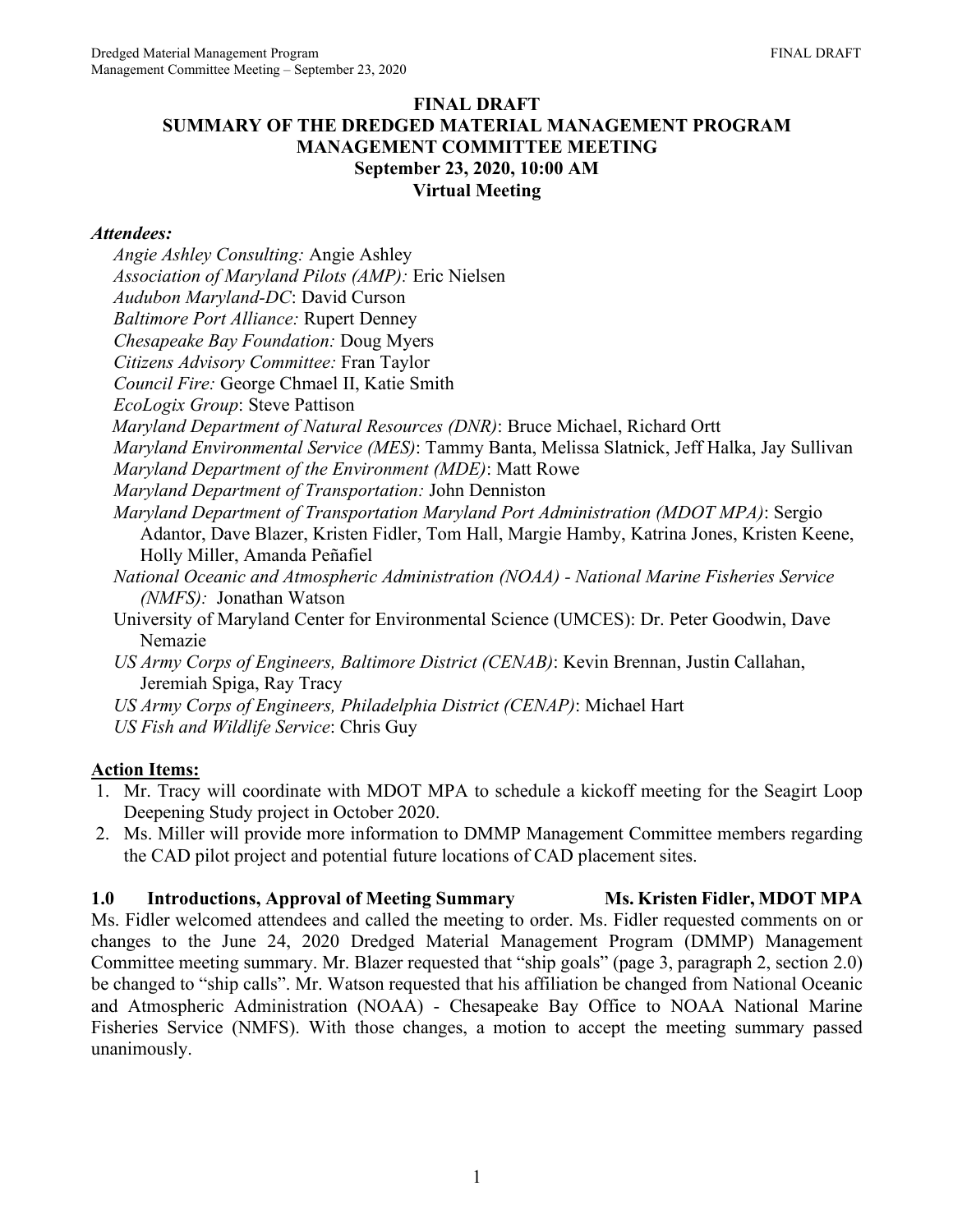**FINAL DRAFT**
**SUMMARY OF THE DREDGED MATERIAL MANAGEMENT PROGRAM MANAGEMENT COMMITTEE MEETING**
**September 23, 2020, 10:00 AM**
**Virtual Meeting**

***Attendees:***

*Angie Ashley Consulting:* Angie Ashley
*Association of Maryland Pilots (AMP):* Eric Nielsen
*Audubon Maryland-DC*: David Curson
*Baltimore Port Alliance:* Rupert Denney
*Chesapeake Bay Foundation:* Doug Myers
*Citizens Advisory Committee:* Fran Taylor
*Council Fire:* George Chmael II, Katie Smith
*EcoLogix Group*: Steve Pattison
*Maryland Department of Natural Resources (DNR)*: Bruce Michael, Richard Ortt
*Maryland Environmental Service (MES)*: Tammy Banta, Melissa Slatnick, Jeff Halka, Jay Sullivan
*Maryland Department of the Environment (MDE)*: Matt Rowe
*Maryland Department of Transportation:* John Denniston
*Maryland Department of Transportation Maryland Port Administration (MDOT MPA)*: Sergio Adantor, Dave Blazer, Kristen Fidler, Tom Hall, Margie Hamby, Katrina Jones, Kristen Keene, Holly Miller, Amanda Peñafiel
*National Oceanic and Atmospheric Administration (NOAA) - National Marine Fisheries Service (NMFS):* Jonathan Watson
University of Maryland Center for Environmental Science (UMCES): Dr. Peter Goodwin, Dave Nemazie
*US Army Corps of Engineers, Baltimore District (CENAB)*: Kevin Brennan, Justin Callahan, Jeremiah Spiga, Ray Tracy
*US Army Corps of Engineers, Philadelphia District (CENAP)*: Michael Hart
*US Fish and Wildlife Service*: Chris Guy

**Action Items:**

1. Mr. Tracy will coordinate with MDOT MPA to schedule a kickoff meeting for the Seagirt Loop Deepening Study project in October 2020.
2. Ms. Miller will provide more information to DMMP Management Committee members regarding the CAD pilot project and potential future locations of CAD placement sites.

## 1.0 Introductions, Approval of Meeting Summary — Ms. Kristen Fidler, MDOT MPA

Ms. Fidler welcomed attendees and called the meeting to order. Ms. Fidler requested comments on or changes to the June 24, 2020 Dredged Material Management Program (DMMP) Management Committee meeting summary. Mr. Blazer requested that "ship goals" (page 3, paragraph 2, section 2.0) be changed to "ship calls". Mr. Watson requested that his affiliation be changed from National Oceanic and Atmospheric Administration (NOAA) - Chesapeake Bay Office to NOAA National Marine Fisheries Service (NMFS). With those changes, a motion to accept the meeting summary passed unanimously.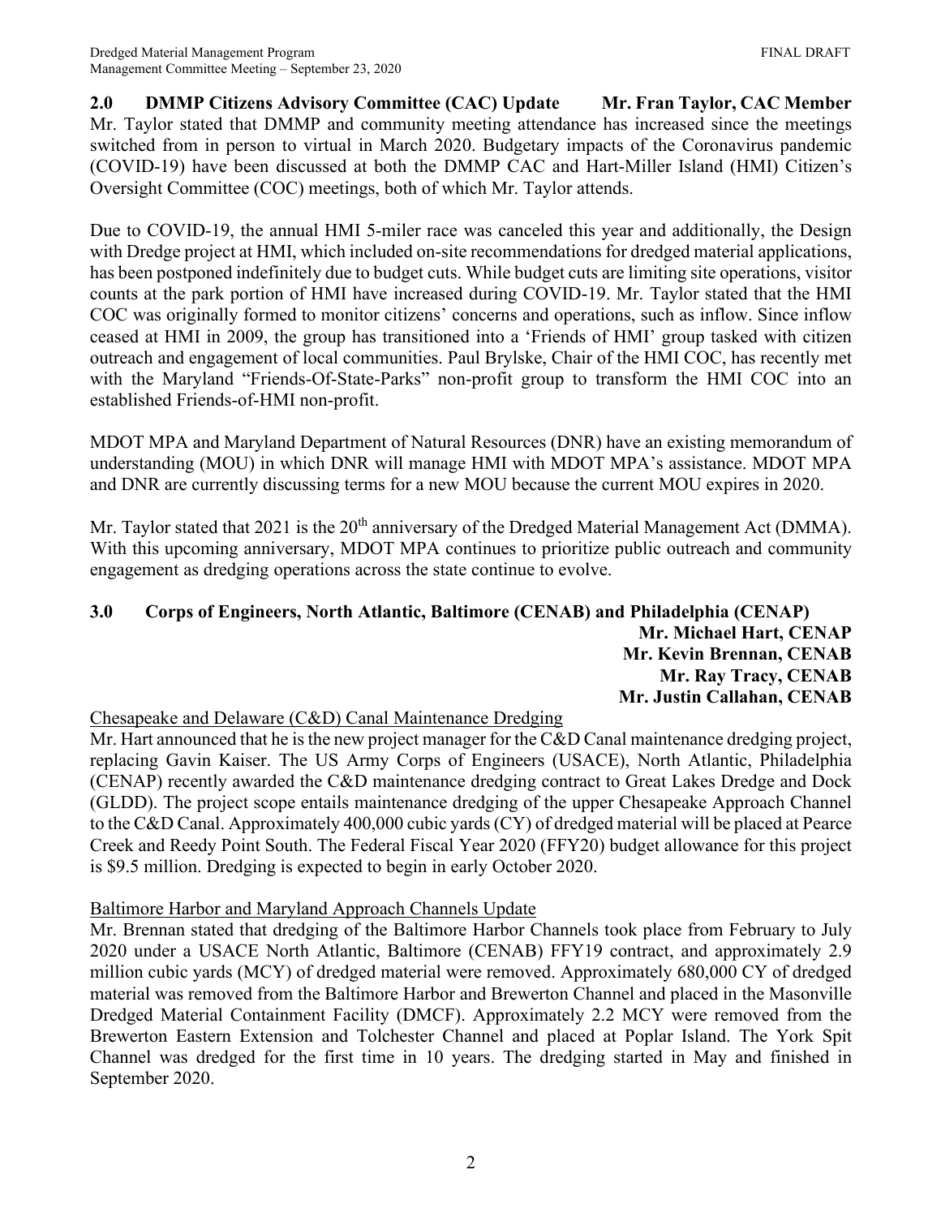## 2.0 DMMP Citizens Advisory Committee (CAC) Update — Mr. Fran Taylor, CAC Member

Mr. Taylor stated that DMMP and community meeting attendance has increased since the meetings switched from in person to virtual in March 2020. Budgetary impacts of the Coronavirus pandemic (COVID-19) have been discussed at both the DMMP CAC and Hart-Miller Island (HMI) Citizen's Oversight Committee (COC) meetings, both of which Mr. Taylor attends.

Due to COVID-19, the annual HMI 5-miler race was canceled this year and additionally, the Design with Dredge project at HMI, which included on-site recommendations for dredged material applications, has been postponed indefinitely due to budget cuts. While budget cuts are limiting site operations, visitor counts at the park portion of HMI have increased during COVID-19. Mr. Taylor stated that the HMI COC was originally formed to monitor citizens' concerns and operations, such as inflow. Since inflow ceased at HMI in 2009, the group has transitioned into a 'Friends of HMI' group tasked with citizen outreach and engagement of local communities. Paul Brylske, Chair of the HMI COC, has recently met with the Maryland "Friends-Of-State-Parks" non-profit group to transform the HMI COC into an established Friends-of-HMI non-profit.

MDOT MPA and Maryland Department of Natural Resources (DNR) have an existing memorandum of understanding (MOU) in which DNR will manage HMI with MDOT MPA's assistance. MDOT MPA and DNR are currently discussing terms for a new MOU because the current MOU expires in 2020.

Mr. Taylor stated that 2021 is the 20th anniversary of the Dredged Material Management Act (DMMA). With this upcoming anniversary, MDOT MPA continues to prioritize public outreach and community engagement as dredging operations across the state continue to evolve.

## 3.0 Corps of Engineers, North Atlantic, Baltimore (CENAB) and Philadelphia (CENAP)

**Mr. Michael Hart, CENAP**
**Mr. Kevin Brennan, CENAB**
**Mr. Ray Tracy, CENAB**
**Mr. Justin Callahan, CENAB**

Chesapeake and Delaware (C&D) Canal Maintenance Dredging

Mr. Hart announced that he is the new project manager for the C&D Canal maintenance dredging project, replacing Gavin Kaiser. The US Army Corps of Engineers (USACE), North Atlantic, Philadelphia (CENAP) recently awarded the C&D maintenance dredging contract to Great Lakes Dredge and Dock (GLDD). The project scope entails maintenance dredging of the upper Chesapeake Approach Channel to the C&D Canal. Approximately 400,000 cubic yards (CY) of dredged material will be placed at Pearce Creek and Reedy Point South. The Federal Fiscal Year 2020 (FFY20) budget allowance for this project is $9.5 million. Dredging is expected to begin in early October 2020.

Baltimore Harbor and Maryland Approach Channels Update

Mr. Brennan stated that dredging of the Baltimore Harbor Channels took place from February to July 2020 under a USACE North Atlantic, Baltimore (CENAB) FFY19 contract, and approximately 2.9 million cubic yards (MCY) of dredged material were removed. Approximately 680,000 CY of dredged material was removed from the Baltimore Harbor and Brewerton Channel and placed in the Masonville Dredged Material Containment Facility (DMCF). Approximately 2.2 MCY were removed from the Brewerton Eastern Extension and Tolchester Channel and placed at Poplar Island. The York Spit Channel was dredged for the first time in 10 years. The dredging started in May and finished in September 2020.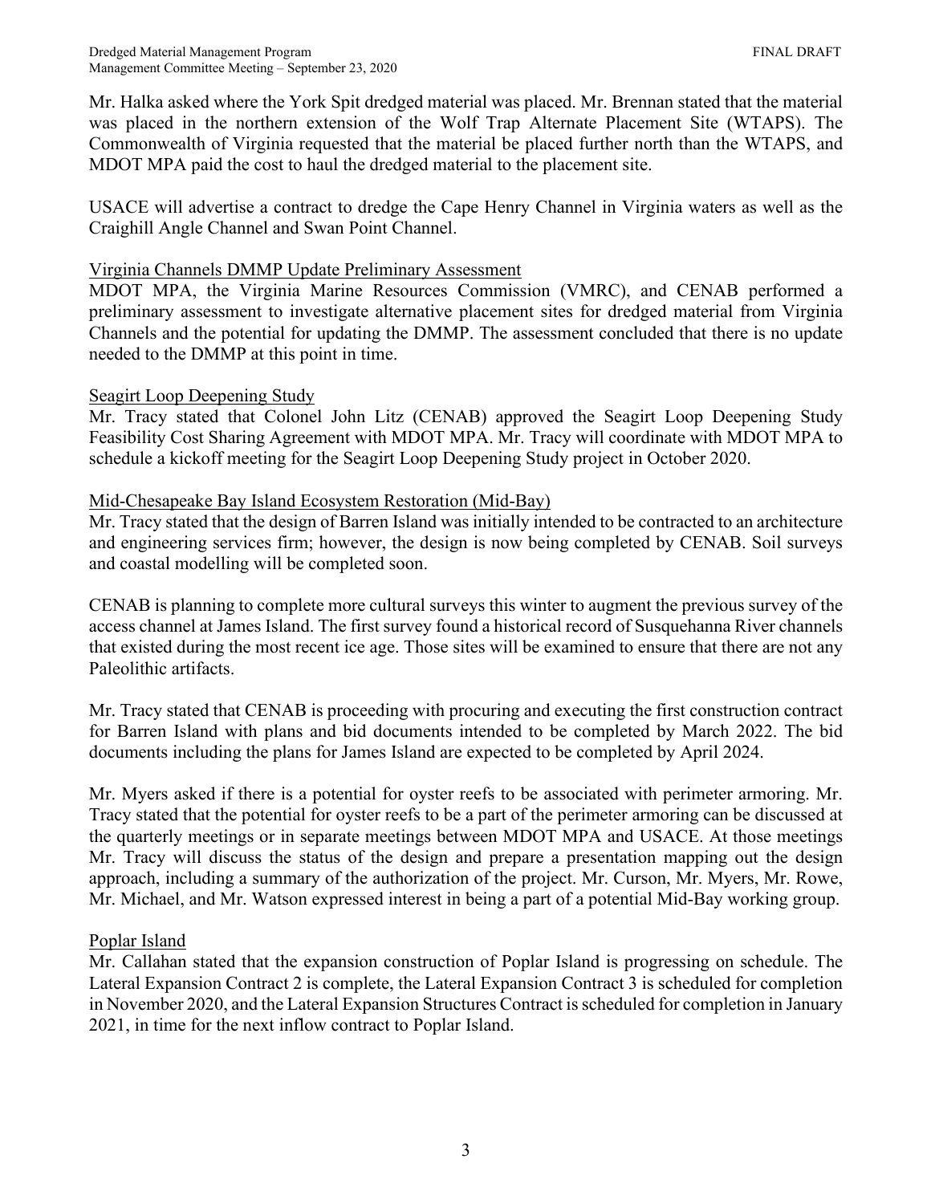Mr. Halka asked where the York Spit dredged material was placed. Mr. Brennan stated that the material was placed in the northern extension of the Wolf Trap Alternate Placement Site (WTAPS). The Commonwealth of Virginia requested that the material be placed further north than the WTAPS, and MDOT MPA paid the cost to haul the dredged material to the placement site.

USACE will advertise a contract to dredge the Cape Henry Channel in Virginia waters as well as the Craighill Angle Channel and Swan Point Channel.

<u>Virginia Channels DMMP Update Preliminary Assessment</u>

MDOT MPA, the Virginia Marine Resources Commission (VMRC), and CENAB performed a preliminary assessment to investigate alternative placement sites for dredged material from Virginia Channels and the potential for updating the DMMP. The assessment concluded that there is no update needed to the DMMP at this point in time.

<u>Seagirt Loop Deepening Study</u>

Mr. Tracy stated that Colonel John Litz (CENAB) approved the Seagirt Loop Deepening Study Feasibility Cost Sharing Agreement with MDOT MPA. Mr. Tracy will coordinate with MDOT MPA to schedule a kickoff meeting for the Seagirt Loop Deepening Study project in October 2020.

<u>Mid-Chesapeake Bay Island Ecosystem Restoration (Mid-Bay)</u>

Mr. Tracy stated that the design of Barren Island was initially intended to be contracted to an architecture and engineering services firm; however, the design is now being completed by CENAB. Soil surveys and coastal modelling will be completed soon.

CENAB is planning to complete more cultural surveys this winter to augment the previous survey of the access channel at James Island. The first survey found a historical record of Susquehanna River channels that existed during the most recent ice age. Those sites will be examined to ensure that there are not any Paleolithic artifacts.

Mr. Tracy stated that CENAB is proceeding with procuring and executing the first construction contract for Barren Island with plans and bid documents intended to be completed by March 2022. The bid documents including the plans for James Island are expected to be completed by April 2024.

Mr. Myers asked if there is a potential for oyster reefs to be associated with perimeter armoring. Mr. Tracy stated that the potential for oyster reefs to be a part of the perimeter armoring can be discussed at the quarterly meetings or in separate meetings between MDOT MPA and USACE. At those meetings Mr. Tracy will discuss the status of the design and prepare a presentation mapping out the design approach, including a summary of the authorization of the project. Mr. Curson, Mr. Myers, Mr. Rowe, Mr. Michael, and Mr. Watson expressed interest in being a part of a potential Mid-Bay working group.

<u>Poplar Island</u>

Mr. Callahan stated that the expansion construction of Poplar Island is progressing on schedule. The Lateral Expansion Contract 2 is complete, the Lateral Expansion Contract 3 is scheduled for completion in November 2020, and the Lateral Expansion Structures Contract is scheduled for completion in January 2021, in time for the next inflow contract to Poplar Island.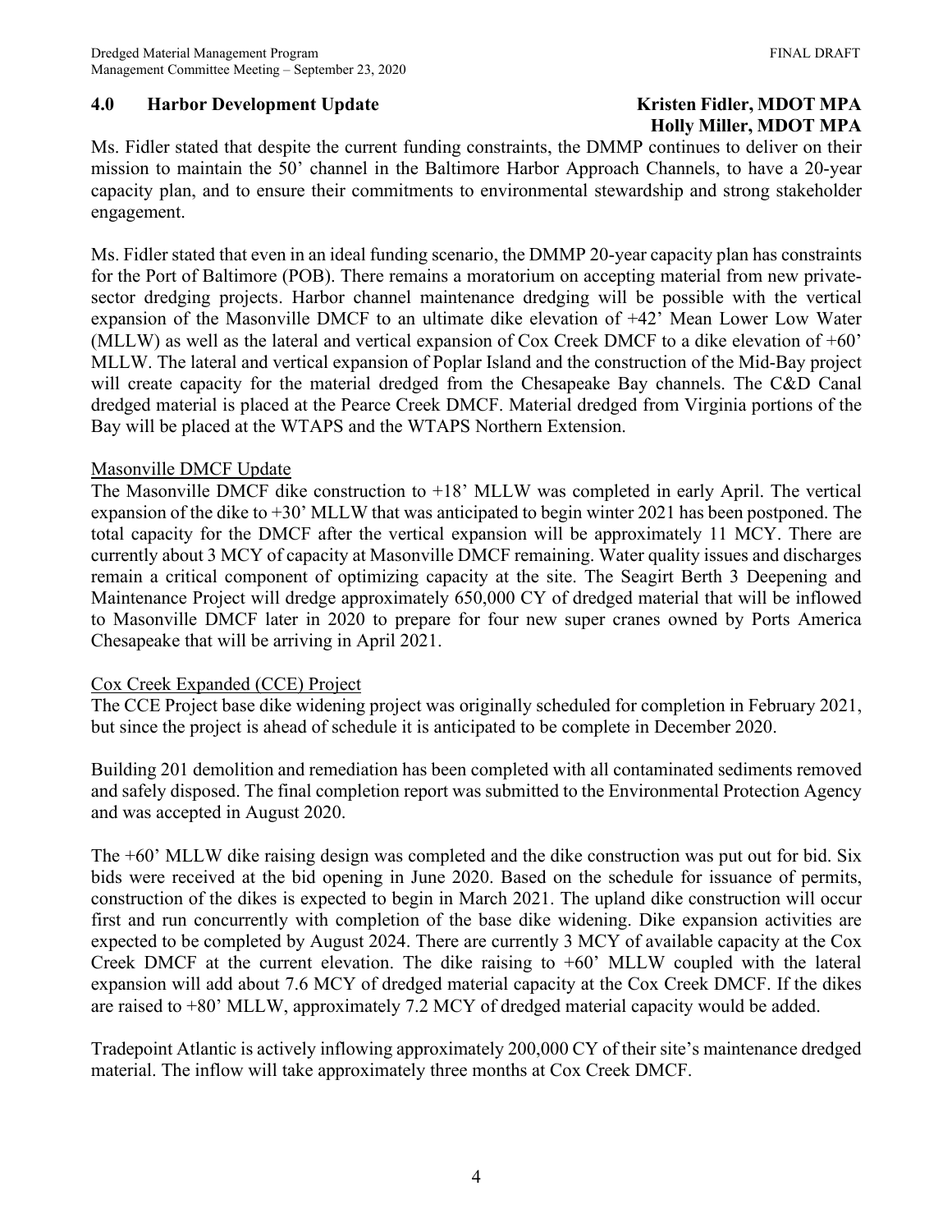## 4.0 Harbor Development Update

**Kristen Fidler, MDOT MPA**
**Holly Miller, MDOT MPA**

Ms. Fidler stated that despite the current funding constraints, the DMMP continues to deliver on their mission to maintain the 50' channel in the Baltimore Harbor Approach Channels, to have a 20-year capacity plan, and to ensure their commitments to environmental stewardship and strong stakeholder engagement.

Ms. Fidler stated that even in an ideal funding scenario, the DMMP 20-year capacity plan has constraints for the Port of Baltimore (POB). There remains a moratorium on accepting material from new private-sector dredging projects. Harbor channel maintenance dredging will be possible with the vertical expansion of the Masonville DMCF to an ultimate dike elevation of +42' Mean Lower Low Water (MLLW) as well as the lateral and vertical expansion of Cox Creek DMCF to a dike elevation of +60' MLLW. The lateral and vertical expansion of Poplar Island and the construction of the Mid-Bay project will create capacity for the material dredged from the Chesapeake Bay channels. The C&D Canal dredged material is placed at the Pearce Creek DMCF. Material dredged from Virginia portions of the Bay will be placed at the WTAPS and the WTAPS Northern Extension.

### Masonville DMCF Update

The Masonville DMCF dike construction to +18' MLLW was completed in early April. The vertical expansion of the dike to +30' MLLW that was anticipated to begin winter 2021 has been postponed. The total capacity for the DMCF after the vertical expansion will be approximately 11 MCY. There are currently about 3 MCY of capacity at Masonville DMCF remaining. Water quality issues and discharges remain a critical component of optimizing capacity at the site. The Seagirt Berth 3 Deepening and Maintenance Project will dredge approximately 650,000 CY of dredged material that will be inflowed to Masonville DMCF later in 2020 to prepare for four new super cranes owned by Ports America Chesapeake that will be arriving in April 2021.

### Cox Creek Expanded (CCE) Project

The CCE Project base dike widening project was originally scheduled for completion in February 2021, but since the project is ahead of schedule it is anticipated to be complete in December 2020.

Building 201 demolition and remediation has been completed with all contaminated sediments removed and safely disposed. The final completion report was submitted to the Environmental Protection Agency and was accepted in August 2020.

The +60' MLLW dike raising design was completed and the dike construction was put out for bid. Six bids were received at the bid opening in June 2020. Based on the schedule for issuance of permits, construction of the dikes is expected to begin in March 2021. The upland dike construction will occur first and run concurrently with completion of the base dike widening. Dike expansion activities are expected to be completed by August 2024. There are currently 3 MCY of available capacity at the Cox Creek DMCF at the current elevation. The dike raising to +60' MLLW coupled with the lateral expansion will add about 7.6 MCY of dredged material capacity at the Cox Creek DMCF. If the dikes are raised to +80' MLLW, approximately 7.2 MCY of dredged material capacity would be added.

Tradepoint Atlantic is actively inflowing approximately 200,000 CY of their site's maintenance dredged material. The inflow will take approximately three months at Cox Creek DMCF.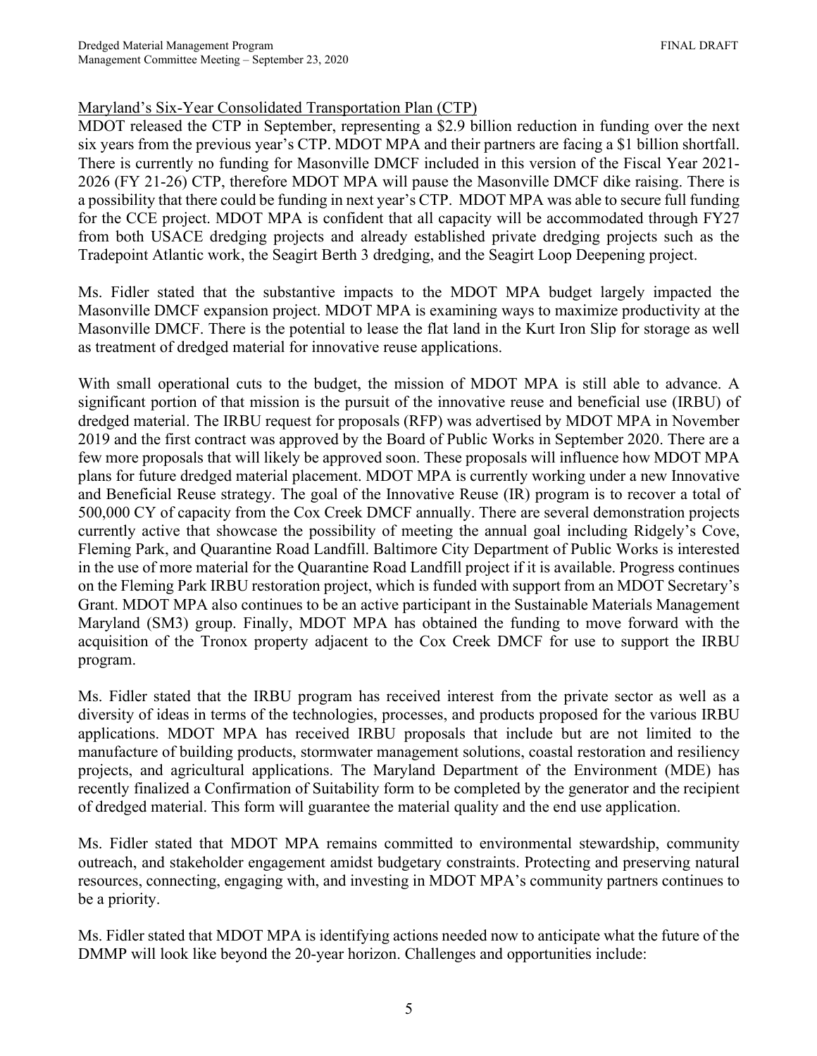Maryland's Six-Year Consolidated Transportation Plan (CTP)

MDOT released the CTP in September, representing a $2.9 billion reduction in funding over the next six years from the previous year's CTP. MDOT MPA and their partners are facing a $1 billion shortfall. There is currently no funding for Masonville DMCF included in this version of the Fiscal Year 2021-2026 (FY 21-26) CTP, therefore MDOT MPA will pause the Masonville DMCF dike raising. There is a possibility that there could be funding in next year's CTP. MDOT MPA was able to secure full funding for the CCE project. MDOT MPA is confident that all capacity will be accommodated through FY27 from both USACE dredging projects and already established private dredging projects such as the Tradepoint Atlantic work, the Seagirt Berth 3 dredging, and the Seagirt Loop Deepening project.

Ms. Fidler stated that the substantive impacts to the MDOT MPA budget largely impacted the Masonville DMCF expansion project. MDOT MPA is examining ways to maximize productivity at the Masonville DMCF. There is the potential to lease the flat land in the Kurt Iron Slip for storage as well as treatment of dredged material for innovative reuse applications.

With small operational cuts to the budget, the mission of MDOT MPA is still able to advance. A significant portion of that mission is the pursuit of the innovative reuse and beneficial use (IRBU) of dredged material. The IRBU request for proposals (RFP) was advertised by MDOT MPA in November 2019 and the first contract was approved by the Board of Public Works in September 2020. There are a few more proposals that will likely be approved soon. These proposals will influence how MDOT MPA plans for future dredged material placement. MDOT MPA is currently working under a new Innovative and Beneficial Reuse strategy. The goal of the Innovative Reuse (IR) program is to recover a total of 500,000 CY of capacity from the Cox Creek DMCF annually. There are several demonstration projects currently active that showcase the possibility of meeting the annual goal including Ridgely's Cove, Fleming Park, and Quarantine Road Landfill. Baltimore City Department of Public Works is interested in the use of more material for the Quarantine Road Landfill project if it is available. Progress continues on the Fleming Park IRBU restoration project, which is funded with support from an MDOT Secretary's Grant. MDOT MPA also continues to be an active participant in the Sustainable Materials Management Maryland (SM3) group. Finally, MDOT MPA has obtained the funding to move forward with the acquisition of the Tronox property adjacent to the Cox Creek DMCF for use to support the IRBU program.

Ms. Fidler stated that the IRBU program has received interest from the private sector as well as a diversity of ideas in terms of the technologies, processes, and products proposed for the various IRBU applications. MDOT MPA has received IRBU proposals that include but are not limited to the manufacture of building products, stormwater management solutions, coastal restoration and resiliency projects, and agricultural applications. The Maryland Department of the Environment (MDE) has recently finalized a Confirmation of Suitability form to be completed by the generator and the recipient of dredged material. This form will guarantee the material quality and the end use application.

Ms. Fidler stated that MDOT MPA remains committed to environmental stewardship, community outreach, and stakeholder engagement amidst budgetary constraints. Protecting and preserving natural resources, connecting, engaging with, and investing in MDOT MPA's community partners continues to be a priority.

Ms. Fidler stated that MDOT MPA is identifying actions needed now to anticipate what the future of the DMMP will look like beyond the 20-year horizon. Challenges and opportunities include: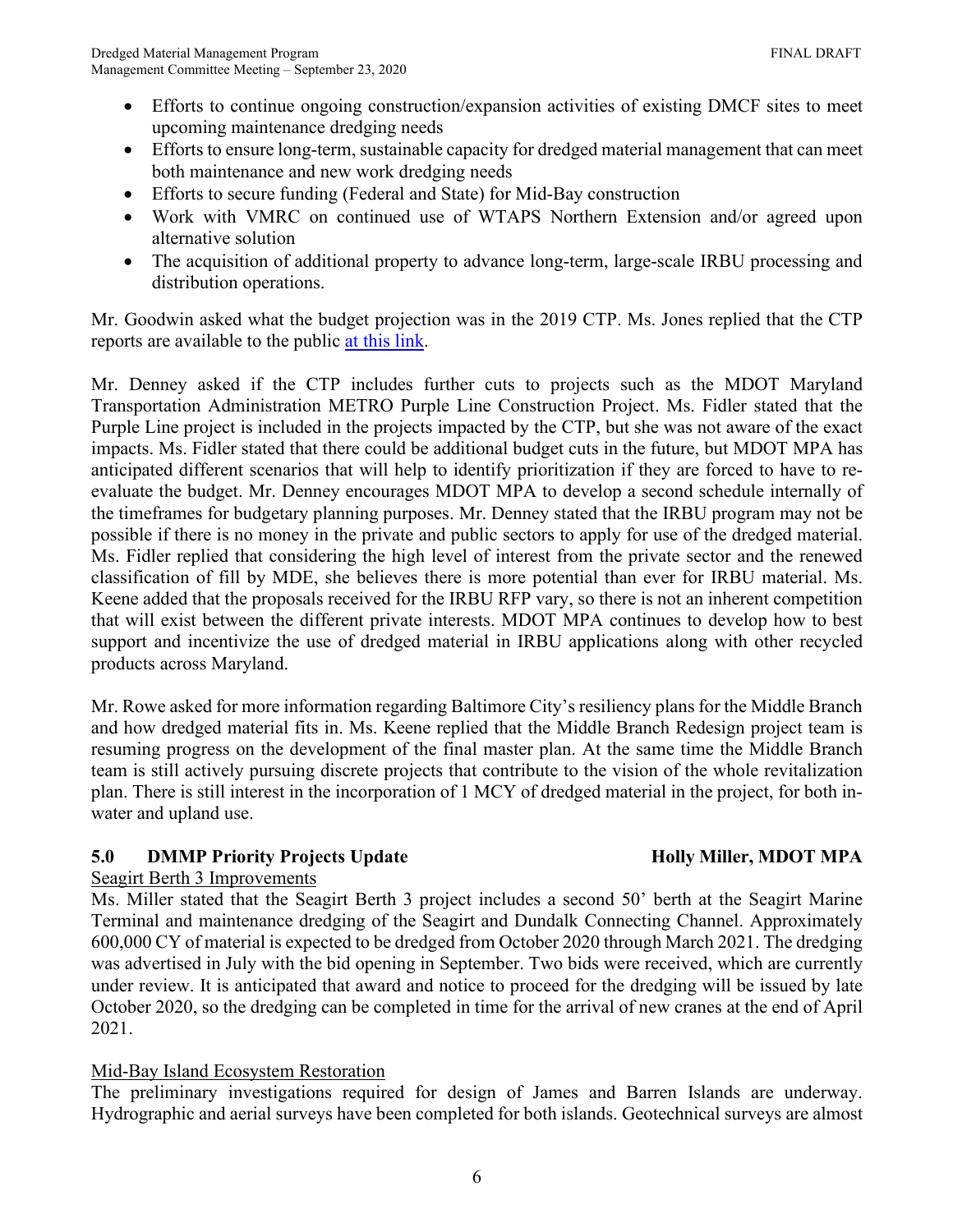- Efforts to continue ongoing construction/expansion activities of existing DMCF sites to meet upcoming maintenance dredging needs
- Efforts to ensure long-term, sustainable capacity for dredged material management that can meet both maintenance and new work dredging needs
- Efforts to secure funding (Federal and State) for Mid-Bay construction
- Work with VMRC on continued use of WTAPS Northern Extension and/or agreed upon alternative solution
- The acquisition of additional property to advance long-term, large-scale IRBU processing and distribution operations.

Mr. Goodwin asked what the budget projection was in the 2019 CTP. Ms. Jones replied that the CTP reports are available to the public at this link.

Mr. Denney asked if the CTP includes further cuts to projects such as the MDOT Maryland Transportation Administration METRO Purple Line Construction Project. Ms. Fidler stated that the Purple Line project is included in the projects impacted by the CTP, but she was not aware of the exact impacts. Ms. Fidler stated that there could be additional budget cuts in the future, but MDOT MPA has anticipated different scenarios that will help to identify prioritization if they are forced to have to re-evaluate the budget. Mr. Denney encourages MDOT MPA to develop a second schedule internally of the timeframes for budgetary planning purposes. Mr. Denney stated that the IRBU program may not be possible if there is no money in the private and public sectors to apply for use of the dredged material. Ms. Fidler replied that considering the high level of interest from the private sector and the renewed classification of fill by MDE, she believes there is more potential than ever for IRBU material. Ms. Keene added that the proposals received for the IRBU RFP vary, so there is not an inherent competition that will exist between the different private interests. MDOT MPA continues to develop how to best support and incentivize the use of dredged material in IRBU applications along with other recycled products across Maryland.

Mr. Rowe asked for more information regarding Baltimore City's resiliency plans for the Middle Branch and how dredged material fits in. Ms. Keene replied that the Middle Branch Redesign project team is resuming progress on the development of the final master plan. At the same time the Middle Branch team is still actively pursuing discrete projects that contribute to the vision of the whole revitalization plan. There is still interest in the incorporation of 1 MCY of dredged material in the project, for both in-water and upland use.

## 5.0 DMMP Priority Projects Update — Holly Miller, MDOT MPA

Seagirt Berth 3 Improvements

Ms. Miller stated that the Seagirt Berth 3 project includes a second 50' berth at the Seagirt Marine Terminal and maintenance dredging of the Seagirt and Dundalk Connecting Channel. Approximately 600,000 CY of material is expected to be dredged from October 2020 through March 2021. The dredging was advertised in July with the bid opening in September. Two bids were received, which are currently under review. It is anticipated that award and notice to proceed for the dredging will be issued by late October 2020, so the dredging can be completed in time for the arrival of new cranes at the end of April 2021.

Mid-Bay Island Ecosystem Restoration

The preliminary investigations required for design of James and Barren Islands are underway. Hydrographic and aerial surveys have been completed for both islands. Geotechnical surveys are almost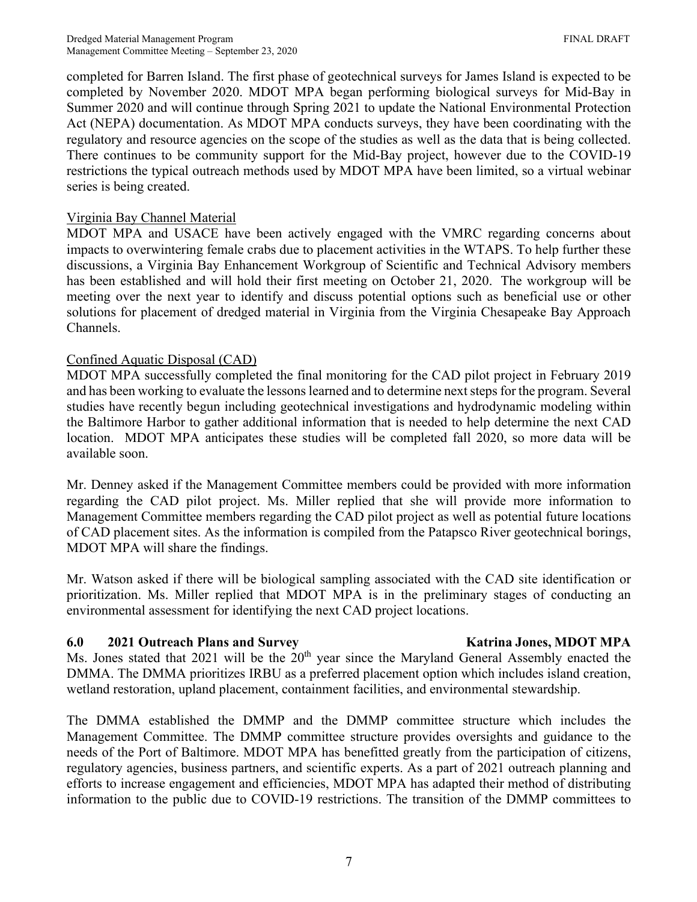completed for Barren Island. The first phase of geotechnical surveys for James Island is expected to be completed by November 2020. MDOT MPA began performing biological surveys for Mid-Bay in Summer 2020 and will continue through Spring 2021 to update the National Environmental Protection Act (NEPA) documentation. As MDOT MPA conducts surveys, they have been coordinating with the regulatory and resource agencies on the scope of the studies as well as the data that is being collected. There continues to be community support for the Mid-Bay project, however due to the COVID-19 restrictions the typical outreach methods used by MDOT MPA have been limited, so a virtual webinar series is being created.

Virginia Bay Channel Material

MDOT MPA and USACE have been actively engaged with the VMRC regarding concerns about impacts to overwintering female crabs due to placement activities in the WTAPS. To help further these discussions, a Virginia Bay Enhancement Workgroup of Scientific and Technical Advisory members has been established and will hold their first meeting on October 21, 2020. The workgroup will be meeting over the next year to identify and discuss potential options such as beneficial use or other solutions for placement of dredged material in Virginia from the Virginia Chesapeake Bay Approach Channels.

Confined Aquatic Disposal (CAD)

MDOT MPA successfully completed the final monitoring for the CAD pilot project in February 2019 and has been working to evaluate the lessons learned and to determine next steps for the program. Several studies have recently begun including geotechnical investigations and hydrodynamic modeling within the Baltimore Harbor to gather additional information that is needed to help determine the next CAD location. MDOT MPA anticipates these studies will be completed fall 2020, so more data will be available soon.

Mr. Denney asked if the Management Committee members could be provided with more information regarding the CAD pilot project. Ms. Miller replied that she will provide more information to Management Committee members regarding the CAD pilot project as well as potential future locations of CAD placement sites. As the information is compiled from the Patapsco River geotechnical borings, MDOT MPA will share the findings.

Mr. Watson asked if there will be biological sampling associated with the CAD site identification or prioritization. Ms. Miller replied that MDOT MPA is in the preliminary stages of conducting an environmental assessment for identifying the next CAD project locations.

## 6.0 2021 Outreach Plans and Survey — Katrina Jones, MDOT MPA

Ms. Jones stated that 2021 will be the 20th year since the Maryland General Assembly enacted the DMMA. The DMMA prioritizes IRBU as a preferred placement option which includes island creation, wetland restoration, upland placement, containment facilities, and environmental stewardship.

The DMMA established the DMMP and the DMMP committee structure which includes the Management Committee. The DMMP committee structure provides oversights and guidance to the needs of the Port of Baltimore. MDOT MPA has benefitted greatly from the participation of citizens, regulatory agencies, business partners, and scientific experts. As a part of 2021 outreach planning and efforts to increase engagement and efficiencies, MDOT MPA has adapted their method of distributing information to the public due to COVID-19 restrictions. The transition of the DMMP committees to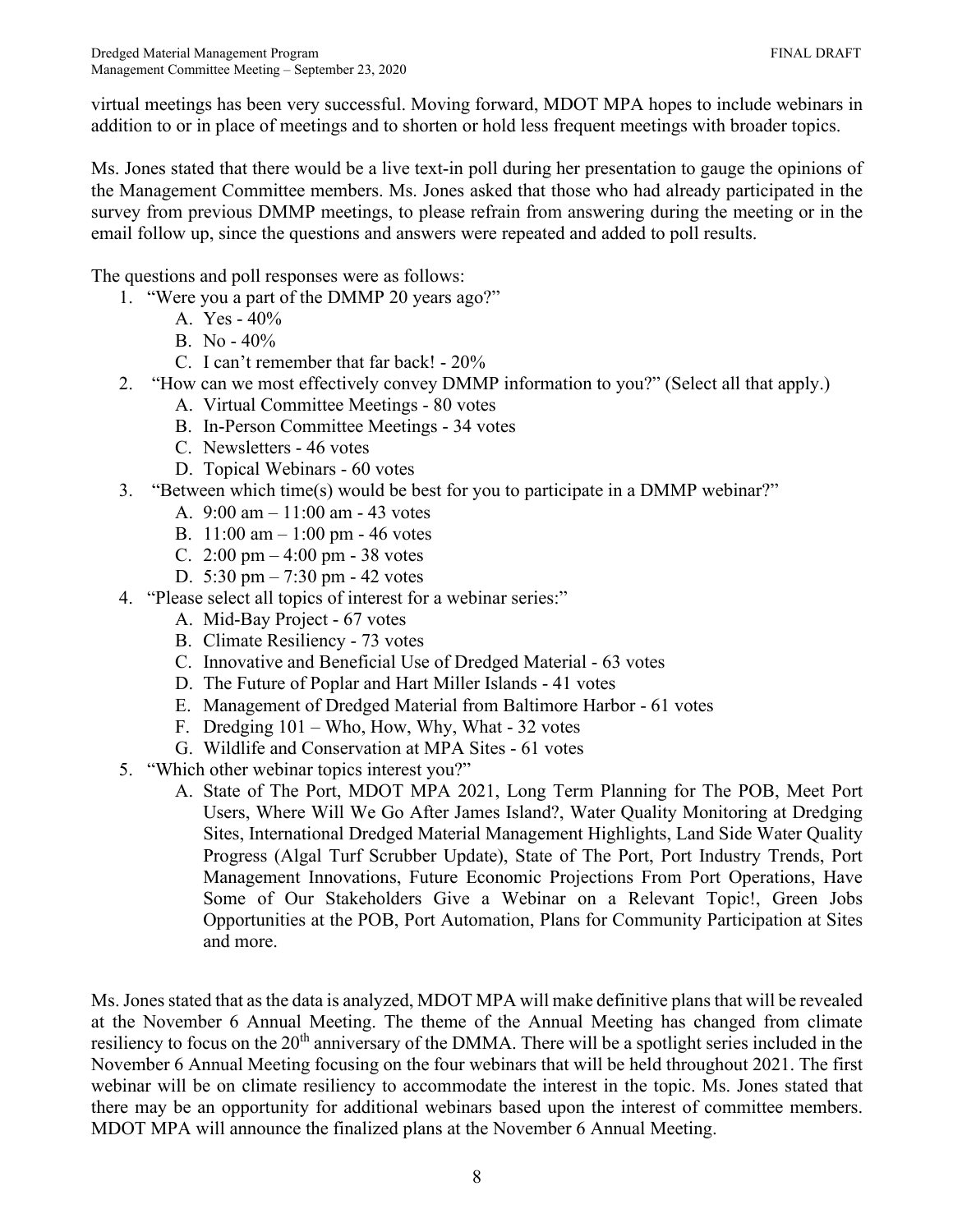virtual meetings has been very successful. Moving forward, MDOT MPA hopes to include webinars in addition to or in place of meetings and to shorten or hold less frequent meetings with broader topics.

Ms. Jones stated that there would be a live text-in poll during her presentation to gauge the opinions of the Management Committee members. Ms. Jones asked that those who had already participated in the survey from previous DMMP meetings, to please refrain from answering during the meeting or in the email follow up, since the questions and answers were repeated and added to poll results.

The questions and poll responses were as follows:

1. "Were you a part of the DMMP 20 years ago?"
   A. Yes - 40%
   B. No - 40%
   C. I can't remember that far back! - 20%
2. "How can we most effectively convey DMMP information to you?" (Select all that apply.)
   A. Virtual Committee Meetings - 80 votes
   B. In-Person Committee Meetings - 34 votes
   C. Newsletters - 46 votes
   D. Topical Webinars - 60 votes
3. "Between which time(s) would be best for you to participate in a DMMP webinar?"
   A. 9:00 am – 11:00 am - 43 votes
   B. 11:00 am – 1:00 pm - 46 votes
   C. 2:00 pm – 4:00 pm - 38 votes
   D. 5:30 pm – 7:30 pm - 42 votes
4. "Please select all topics of interest for a webinar series:"
   A. Mid-Bay Project - 67 votes
   B. Climate Resiliency - 73 votes
   C. Innovative and Beneficial Use of Dredged Material - 63 votes
   D. The Future of Poplar and Hart Miller Islands - 41 votes
   E. Management of Dredged Material from Baltimore Harbor - 61 votes
   F. Dredging 101 – Who, How, Why, What - 32 votes
   G. Wildlife and Conservation at MPA Sites - 61 votes
5. "Which other webinar topics interest you?"
   A. State of The Port, MDOT MPA 2021, Long Term Planning for The POB, Meet Port Users, Where Will We Go After James Island?, Water Quality Monitoring at Dredging Sites, International Dredged Material Management Highlights, Land Side Water Quality Progress (Algal Turf Scrubber Update), State of The Port, Port Industry Trends, Port Management Innovations, Future Economic Projections From Port Operations, Have Some of Our Stakeholders Give a Webinar on a Relevant Topic!, Green Jobs Opportunities at the POB, Port Automation, Plans for Community Participation at Sites and more.

Ms. Jones stated that as the data is analyzed, MDOT MPA will make definitive plans that will be revealed at the November 6 Annual Meeting. The theme of the Annual Meeting has changed from climate resiliency to focus on the 20th anniversary of the DMMA. There will be a spotlight series included in the November 6 Annual Meeting focusing on the four webinars that will be held throughout 2021. The first webinar will be on climate resiliency to accommodate the interest in the topic. Ms. Jones stated that there may be an opportunity for additional webinars based upon the interest of committee members. MDOT MPA will announce the finalized plans at the November 6 Annual Meeting.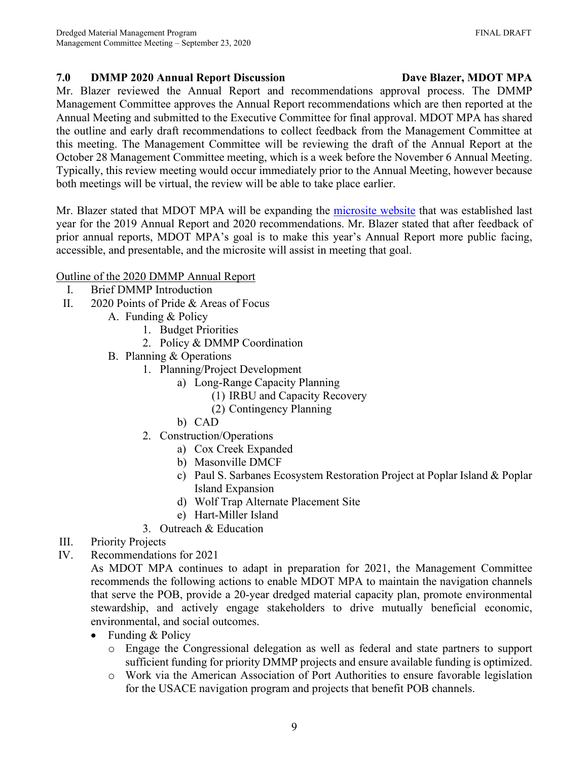## 7.0 DMMP 2020 Annual Report Discussion — Dave Blazer, MDOT MPA

Mr. Blazer reviewed the Annual Report and recommendations approval process. The DMMP Management Committee approves the Annual Report recommendations which are then reported at the Annual Meeting and submitted to the Executive Committee for final approval. MDOT MPA has shared the outline and early draft recommendations to collect feedback from the Management Committee at this meeting. The Management Committee will be reviewing the draft of the Annual Report at the October 28 Management Committee meeting, which is a week before the November 6 Annual Meeting. Typically, this review meeting would occur immediately prior to the Annual Meeting, however because both meetings will be virtual, the review will be able to take place earlier.

Mr. Blazer stated that MDOT MPA will be expanding the microsite website that was established last year for the 2019 Annual Report and 2020 recommendations. Mr. Blazer stated that after feedback of prior annual reports, MDOT MPA's goal is to make this year's Annual Report more public facing, accessible, and presentable, and the microsite will assist in meeting that goal.

<u>Outline of the 2020 DMMP Annual Report</u>

- I. Brief DMMP Introduction
- II. 2020 Points of Pride & Areas of Focus
  - A. Funding & Policy
    1. Budget Priorities
    2. Policy & DMMP Coordination
  - B. Planning & Operations
    1. Planning/Project Development
       - a) Long-Range Capacity Planning
         - (1) IRBU and Capacity Recovery
         - (2) Contingency Planning
       - b) CAD
    2. Construction/Operations
       - a) Cox Creek Expanded
       - b) Masonville DMCF
       - c) Paul S. Sarbanes Ecosystem Restoration Project at Poplar Island & Poplar Island Expansion
       - d) Wolf Trap Alternate Placement Site
       - e) Hart-Miller Island
    3. Outreach & Education
- III. Priority Projects
- IV. Recommendations for 2021

  As MDOT MPA continues to adapt in preparation for 2021, the Management Committee recommends the following actions to enable MDOT MPA to maintain the navigation channels that serve the POB, provide a 20-year dredged material capacity plan, promote environmental stewardship, and actively engage stakeholders to drive mutually beneficial economic, environmental, and social outcomes.

  - Funding & Policy
    - Engage the Congressional delegation as well as federal and state partners to support sufficient funding for priority DMMP projects and ensure available funding is optimized.
    - Work via the American Association of Port Authorities to ensure favorable legislation for the USACE navigation program and projects that benefit POB channels.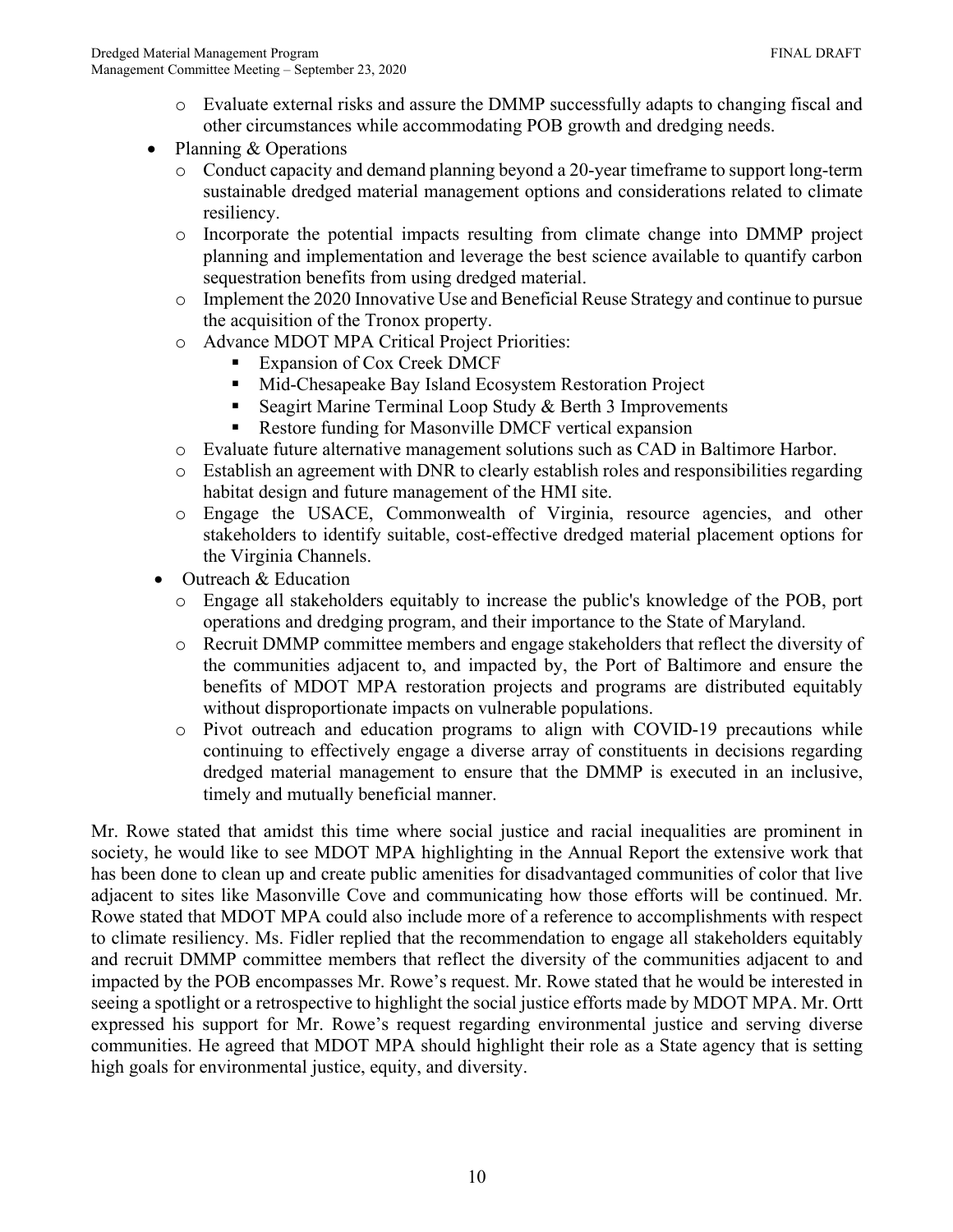- Evaluate external risks and assure the DMMP successfully adapts to changing fiscal and other circumstances while accommodating POB growth and dredging needs.
- Planning & Operations
  - Conduct capacity and demand planning beyond a 20-year timeframe to support long-term sustainable dredged material management options and considerations related to climate resiliency.
  - Incorporate the potential impacts resulting from climate change into DMMP project planning and implementation and leverage the best science available to quantify carbon sequestration benefits from using dredged material.
  - Implement the 2020 Innovative Use and Beneficial Reuse Strategy and continue to pursue the acquisition of the Tronox property.
  - Advance MDOT MPA Critical Project Priorities:
    - Expansion of Cox Creek DMCF
    - Mid-Chesapeake Bay Island Ecosystem Restoration Project
    - Seagirt Marine Terminal Loop Study & Berth 3 Improvements
    - Restore funding for Masonville DMCF vertical expansion
  - Evaluate future alternative management solutions such as CAD in Baltimore Harbor.
  - Establish an agreement with DNR to clearly establish roles and responsibilities regarding habitat design and future management of the HMI site.
  - Engage the USACE, Commonwealth of Virginia, resource agencies, and other stakeholders to identify suitable, cost-effective dredged material placement options for the Virginia Channels.
- Outreach & Education
  - Engage all stakeholders equitably to increase the public's knowledge of the POB, port operations and dredging program, and their importance to the State of Maryland.
  - Recruit DMMP committee members and engage stakeholders that reflect the diversity of the communities adjacent to, and impacted by, the Port of Baltimore and ensure the benefits of MDOT MPA restoration projects and programs are distributed equitably without disproportionate impacts on vulnerable populations.
  - Pivot outreach and education programs to align with COVID-19 precautions while continuing to effectively engage a diverse array of constituents in decisions regarding dredged material management to ensure that the DMMP is executed in an inclusive, timely and mutually beneficial manner.

Mr. Rowe stated that amidst this time where social justice and racial inequalities are prominent in society, he would like to see MDOT MPA highlighting in the Annual Report the extensive work that has been done to clean up and create public amenities for disadvantaged communities of color that live adjacent to sites like Masonville Cove and communicating how those efforts will be continued. Mr. Rowe stated that MDOT MPA could also include more of a reference to accomplishments with respect to climate resiliency. Ms. Fidler replied that the recommendation to engage all stakeholders equitably and recruit DMMP committee members that reflect the diversity of the communities adjacent to and impacted by the POB encompasses Mr. Rowe's request. Mr. Rowe stated that he would be interested in seeing a spotlight or a retrospective to highlight the social justice efforts made by MDOT MPA. Mr. Ortt expressed his support for Mr. Rowe's request regarding environmental justice and serving diverse communities. He agreed that MDOT MPA should highlight their role as a State agency that is setting high goals for environmental justice, equity, and diversity.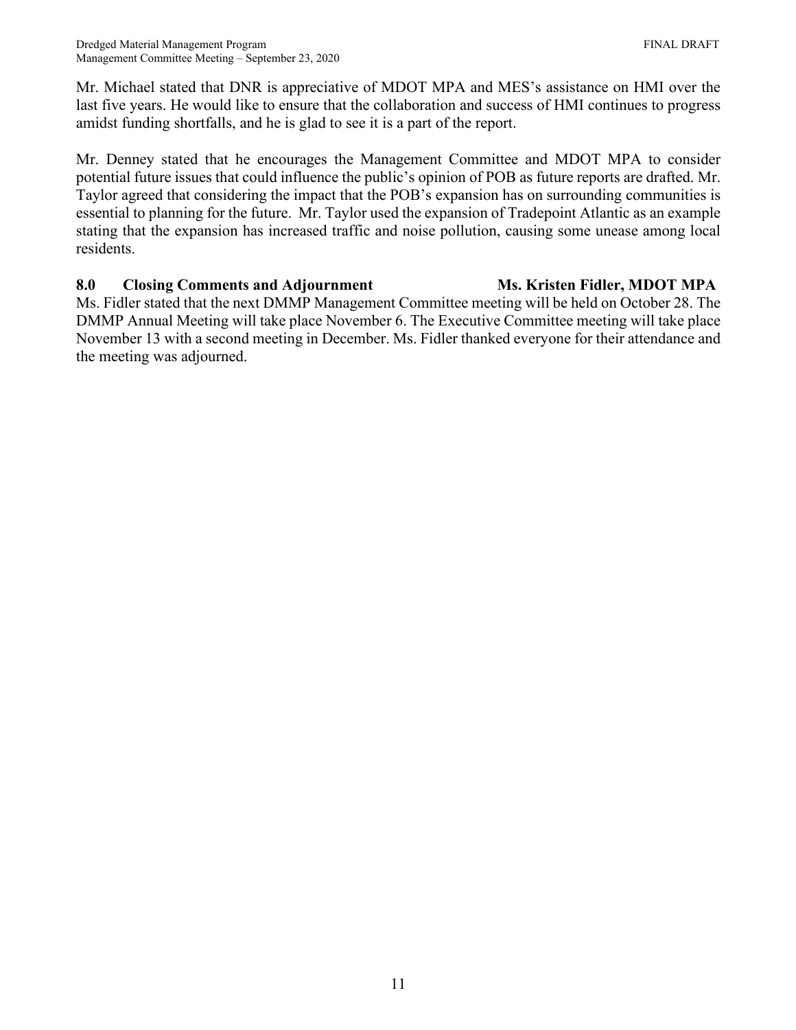Mr. Michael stated that DNR is appreciative of MDOT MPA and MES's assistance on HMI over the last five years. He would like to ensure that the collaboration and success of HMI continues to progress amidst funding shortfalls, and he is glad to see it is a part of the report.

Mr. Denney stated that he encourages the Management Committee and MDOT MPA to consider potential future issues that could influence the public's opinion of POB as future reports are drafted. Mr. Taylor agreed that considering the impact that the POB's expansion has on surrounding communities is essential to planning for the future. Mr. Taylor used the expansion of Tradepoint Atlantic as an example stating that the expansion has increased traffic and noise pollution, causing some unease among local residents.

## 8.0 Closing Comments and Adjournment — Ms. Kristen Fidler, MDOT MPA

Ms. Fidler stated that the next DMMP Management Committee meeting will be held on October 28. The DMMP Annual Meeting will take place November 6. The Executive Committee meeting will take place November 13 with a second meeting in December. Ms. Fidler thanked everyone for their attendance and the meeting was adjourned.